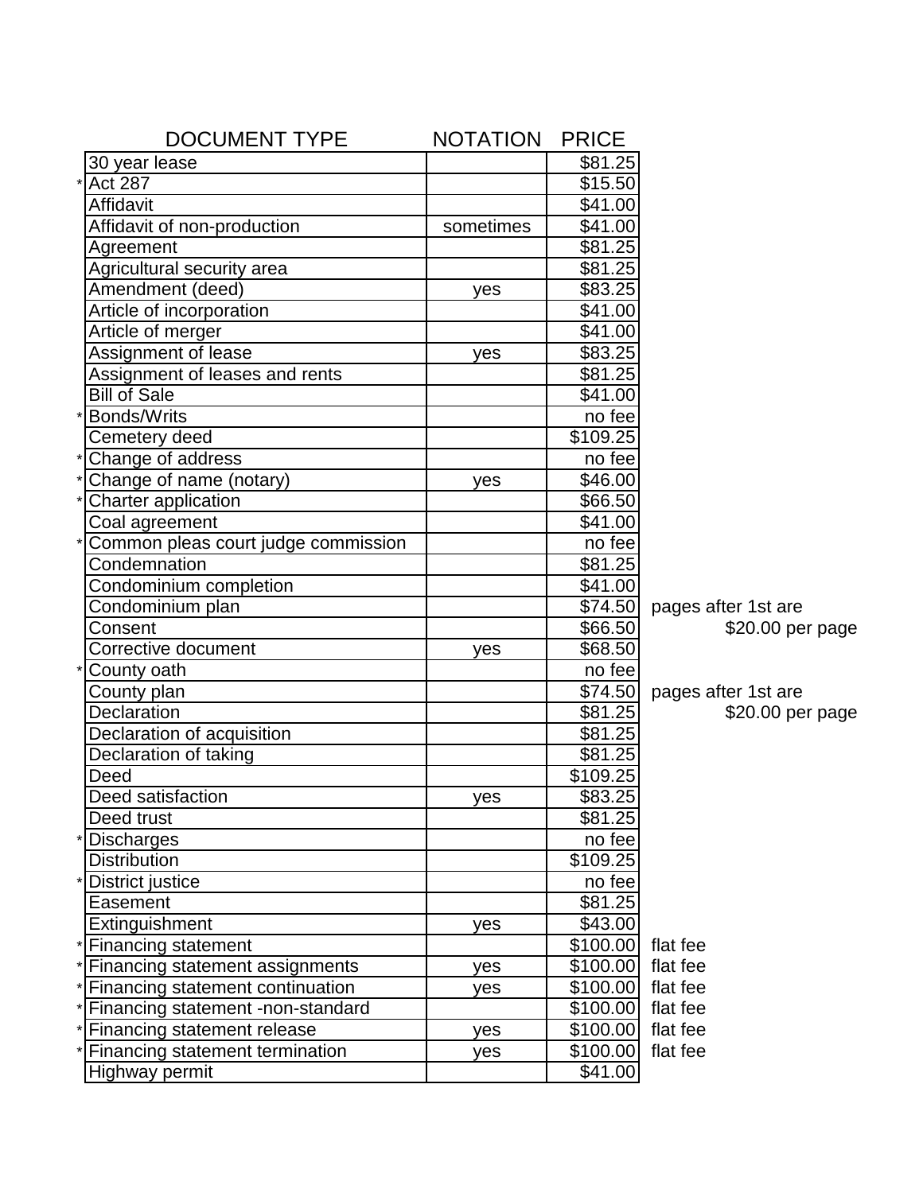| | DOCUMENT TYPE | NOTATION | PRICE | |
|---|---|---|---|---|
| | 30 year lease | | $81.25 | |
| * | Act 287 | | $15.50 | |
| | Affidavit | | $41.00 | |
| | Affidavit of non-production | sometimes | $41.00 | |
| | Agreement | | $81.25 | |
| | Agricultural security area | | $81.25 | |
| | Amendment (deed) | yes | $83.25 | |
| | Article of incorporation | | $41.00 | |
| | Article of merger | | $41.00 | |
| | Assignment of lease | yes | $83.25 | |
| | Assignment of leases and rents | | $81.25 | |
| | Bill of Sale | | $41.00 | |
| * | Bonds/Writs | | no fee | |
| | Cemetery deed | | $109.25 | |
| * | Change of address | | no fee | |
| * | Change of name (notary) | yes | $46.00 | |
| * | Charter application | | $66.50 | |
| | Coal agreement | | $41.00 | |
| * | Common pleas court judge commission | | no fee | |
| | Condemnation | | $81.25 | |
| | Condominium completion | | $41.00 | |
| | Condominium plan | | $74.50 | pages after 1st are $20.00 per page |
| | Consent | | $66.50 | |
| | Corrective document | yes | $68.50 | |
| * | County oath | | no fee | |
| | County plan | | $74.50 | pages after 1st are $20.00 per page |
| | Declaration | | $81.25 | |
| | Declaration of acquisition | | $81.25 | |
| | Declaration of taking | | $81.25 | |
| | Deed | | $109.25 | |
| | Deed satisfaction | yes | $83.25 | |
| | Deed trust | | $81.25 | |
| * | Discharges | | no fee | |
| | Distribution | | $109.25 | |
| * | District justice | | no fee | |
| | Easement | | $81.25 | |
| | Extinguishment | yes | $43.00 | |
| * | Financing statement | | $100.00 | flat fee |
| * | Financing statement assignments | yes | $100.00 | flat fee |
| * | Financing statement continuation | yes | $100.00 | flat fee |
| * | Financing statement -non-standard | | $100.00 | flat fee |
| * | Financing statement release | yes | $100.00 | flat fee |
| * | Financing statement termination | yes | $100.00 | flat fee |
| | Highway permit | | $41.00 | |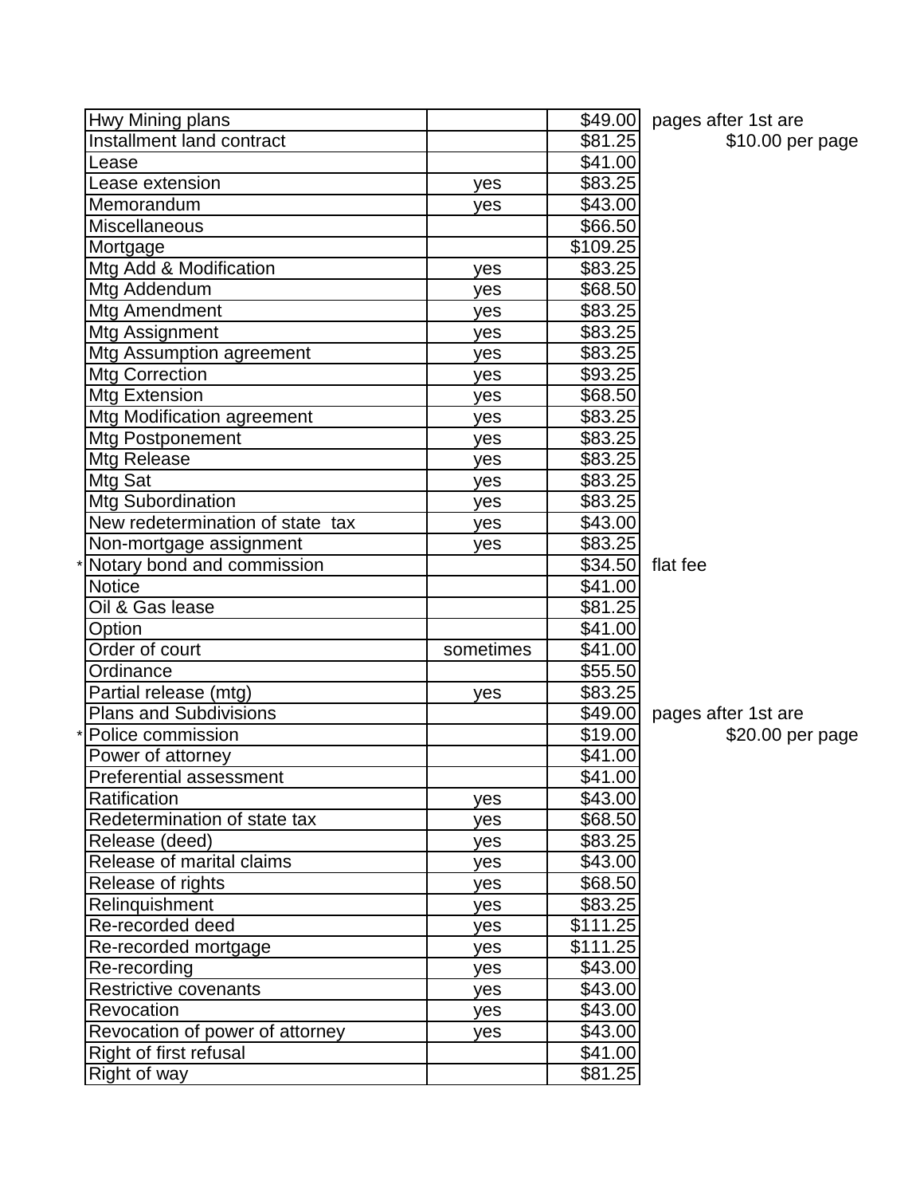| | | | | |
|---|---|---|---|---|
| | Hwy Mining plans | | $49.00 | pages after 1st are |
| | Installment land contract | | $81.25 | $10.00 per page |
| | Lease | | $41.00 | |
| | Lease extension | yes | $83.25 | |
| | Memorandum | yes | $43.00 | |
| | Miscellaneous | | $66.50 | |
| | Mortgage | | $109.25 | |
| | Mtg Add & Modification | yes | $83.25 | |
| | Mtg Addendum | yes | $68.50 | |
| | Mtg Amendment | yes | $83.25 | |
| | Mtg Assignment | yes | $83.25 | |
| | Mtg Assumption agreement | yes | $83.25 | |
| | Mtg Correction | yes | $93.25 | |
| | Mtg Extension | yes | $68.50 | |
| | Mtg Modification agreement | yes | $83.25 | |
| | Mtg Postponement | yes | $83.25 | |
| | Mtg Release | yes | $83.25 | |
| | Mtg Sat | yes | $83.25 | |
| | Mtg Subordination | yes | $83.25 | |
| | New redetermination of state tax | yes | $43.00 | |
| | Non-mortgage assignment | yes | $83.25 | |
| * | Notary bond and commission | | $34.50 | flat fee |
| | Notice | | $41.00 | |
| | Oil & Gas lease | | $81.25 | |
| | Option | | $41.00 | |
| | Order of court | sometimes | $41.00 | |
| | Ordinance | | $55.50 | |
| | Partial release (mtg) | yes | $83.25 | |
| | Plans and Subdivisions | | $49.00 | pages after 1st are |
| * | Police commission | | $19.00 | $20.00 per page |
| | Power of attorney | | $41.00 | |
| | Preferential assessment | | $41.00 | |
| | Ratification | yes | $43.00 | |
| | Redetermination of state tax | yes | $68.50 | |
| | Release (deed) | yes | $83.25 | |
| | Release of marital claims | yes | $43.00 | |
| | Release of rights | yes | $68.50 | |
| | Relinquishment | yes | $83.25 | |
| | Re-recorded deed | yes | $111.25 | |
| | Re-recorded mortgage | yes | $111.25 | |
| | Re-recording | yes | $43.00 | |
| | Restrictive covenants | yes | $43.00 | |
| | Revocation | yes | $43.00 | |
| | Revocation of power of attorney | yes | $43.00 | |
| | Right of first refusal | | $41.00 | |
| | Right of way | | $81.25 | |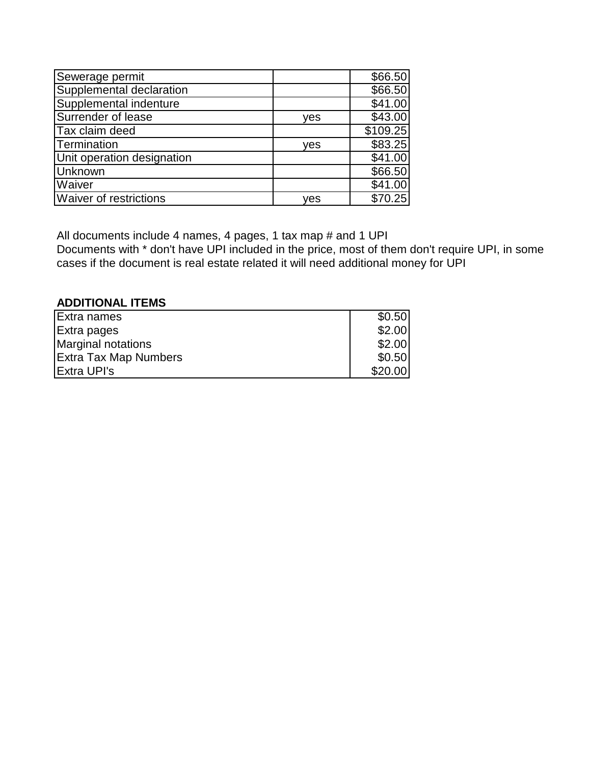| | | |
|---|---|---|
| Sewerage permit | | $66.50 |
| Supplemental declaration | | $66.50 |
| Supplemental indenture | | $41.00 |
| Surrender of lease | yes | $43.00 |
| Tax claim deed | | $109.25 |
| Termination | yes | $83.25 |
| Unit operation designation | | $41.00 |
| Unknown | | $66.50 |
| Waiver | | $41.00 |
| Waiver of restrictions | yes | $70.25 |

All documents include 4 names, 4 pages, 1 tax map # and 1 UPI
Documents with * don't have UPI included in the price, most of them don't require UPI, in some cases if the document is real estate related it will need additional money for UPI

**ADDITIONAL ITEMS**

| | |
|---|---|
| Extra names | $0.50 |
| Extra pages | $2.00 |
| Marginal notations | $2.00 |
| Extra Tax Map Numbers | $0.50 |
| Extra UPI's | $20.00 |